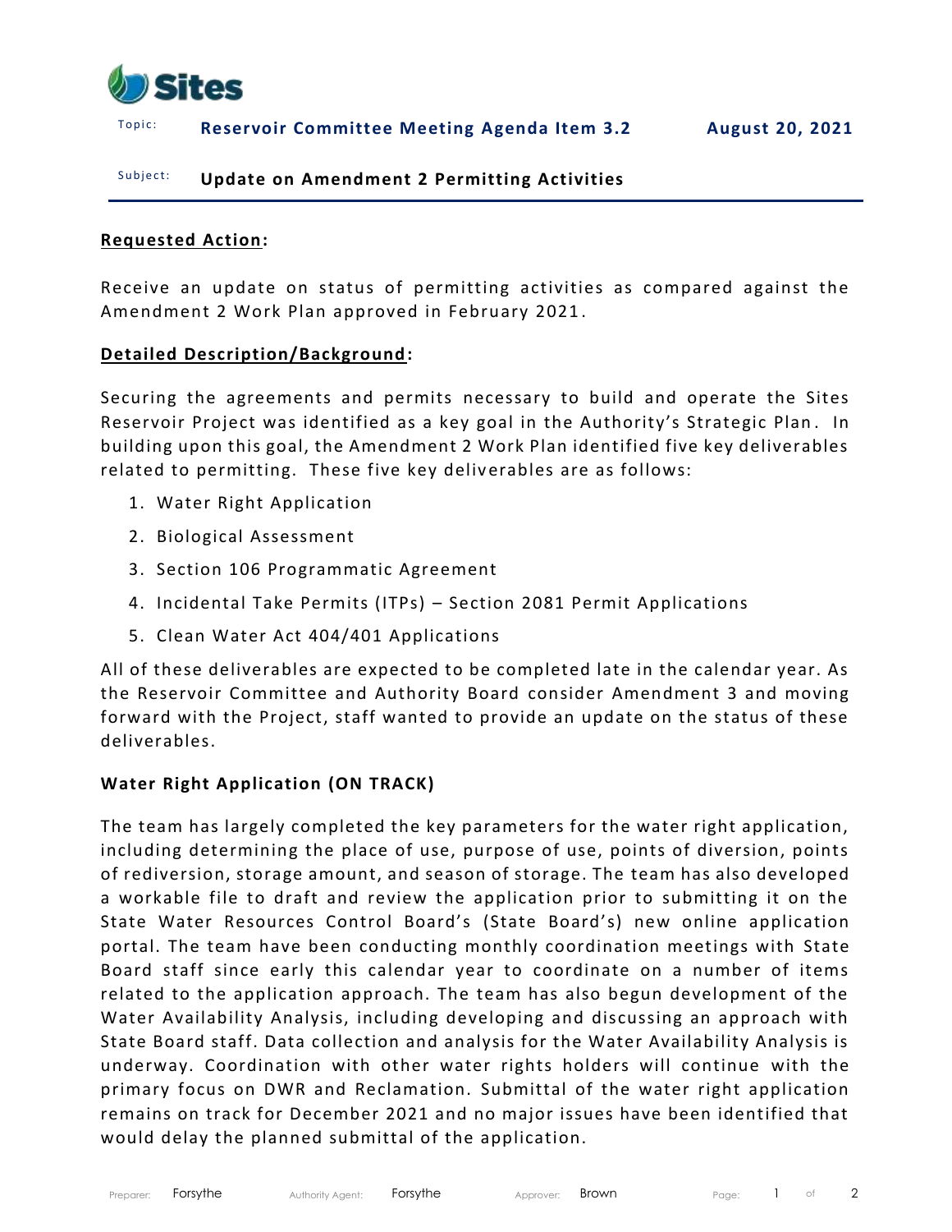Sites

Topic: **Reservoir Committee Meeting Agenda Item 3.2** **August 20, 2021**

Subject: **Update on Amendment 2 Permitting Activities**

**Requested Action:**

Receive an update on status of permitting activities as compared against the Amendment 2 Work Plan approved in February 2021.

**Detailed Description/Background:**

Securing the agreements and permits necessary to build and operate the Sites Reservoir Project was identified as a key goal in the Authority's Strategic Plan. In building upon this goal, the Amendment 2 Work Plan identified five key deliverables related to permitting. These five key deliverables are as follows:

1. Water Right Application
2. Biological Assessment
3. Section 106 Programmatic Agreement
4. Incidental Take Permits (ITPs) – Section 2081 Permit Applications
5. Clean Water Act 404/401 Applications

All of these deliverables are expected to be completed late in the calendar year. As the Reservoir Committee and Authority Board consider Amendment 3 and moving forward with the Project, staff wanted to provide an update on the status of these deliverables.

**Water Right Application (ON TRACK)**

The team has largely completed the key parameters for the water right application, including determining the place of use, purpose of use, points of diversion, points of rediversion, storage amount, and season of storage. The team has also developed a workable file to draft and review the application prior to submitting it on the State Water Resources Control Board's (State Board's) new online application portal. The team have been conducting monthly coordination meetings with State Board staff since early this calendar year to coordinate on a number of items related to the application approach. The team has also begun development of the Water Availability Analysis, including developing and discussing an approach with State Board staff. Data collection and analysis for the Water Availability Analysis is underway. Coordination with other water rights holders will continue with the primary focus on DWR and Reclamation. Submittal of the water right application remains on track for December 2021 and no major issues have been identified that would delay the planned submittal of the application.

Preparer: Forsythe Authority Agent: Forsythe Approver: Brown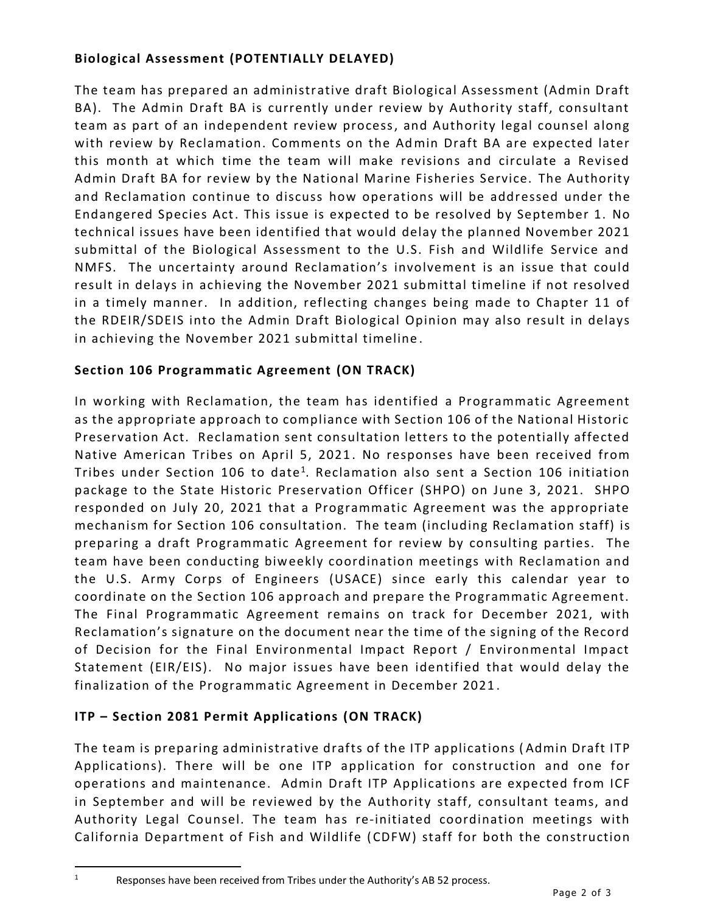**Biological Assessment (POTENTIALLY DELAYED)**

The team has prepared an administrative draft Biological Assessment (Admin Draft BA). The Admin Draft BA is currently under review by Authority staff, consultant team as part of an independent review process, and Authority legal counsel along with review by Reclamation. Comments on the Admin Draft BA are expected later this month at which time the team will make revisions and circulate a Revised Admin Draft BA for review by the National Marine Fisheries Service. The Authority and Reclamation continue to discuss how operations will be addressed under the Endangered Species Act. This issue is expected to be resolved by September 1. No technical issues have been identified that would delay the planned November 2021 submittal of the Biological Assessment to the U.S. Fish and Wildlife Service and NMFS. The uncertainty around Reclamation's involvement is an issue that could result in delays in achieving the November 2021 submittal timeline if not resolved in a timely manner. In addition, reflecting changes being made to Chapter 11 of the RDEIR/SDEIS into the Admin Draft Biological Opinion may also result in delays in achieving the November 2021 submittal timeline.

**Section 106 Programmatic Agreement (ON TRACK)**

In working with Reclamation, the team has identified a Programmatic Agreement as the appropriate approach to compliance with Section 106 of the National Historic Preservation Act. Reclamation sent consultation letters to the potentially affected Native American Tribes on April 5, 2021. No responses have been received from Tribes under Section 106 to date[1]. Reclamation also sent a Section 106 initiation package to the State Historic Preservation Officer (SHPO) on June 3, 2021. SHPO responded on July 20, 2021 that a Programmatic Agreement was the appropriate mechanism for Section 106 consultation. The team (including Reclamation staff) is preparing a draft Programmatic Agreement for review by consulting parties. The team have been conducting biweekly coordination meetings with Reclamation and the U.S. Army Corps of Engineers (USACE) since early this calendar year to coordinate on the Section 106 approach and prepare the Programmatic Agreement. The Final Programmatic Agreement remains on track for December 2021, with Reclamation's signature on the document near the time of the signing of the Record of Decision for the Final Environmental Impact Report / Environmental Impact Statement (EIR/EIS). No major issues have been identified that would delay the finalization of the Programmatic Agreement in December 2021.

**ITP – Section 2081 Permit Applications (ON TRACK)**

The team is preparing administrative drafts of the ITP applications (Admin Draft ITP Applications). There will be one ITP application for construction and one for operations and maintenance. Admin Draft ITP Applications are expected from ICF in September and will be reviewed by the Authority staff, consultant teams, and Authority Legal Counsel. The team has re-initiated coordination meetings with California Department of Fish and Wildlife (CDFW) staff for both the construction

[1] Responses have been received from Tribes under the Authority's AB 52 process.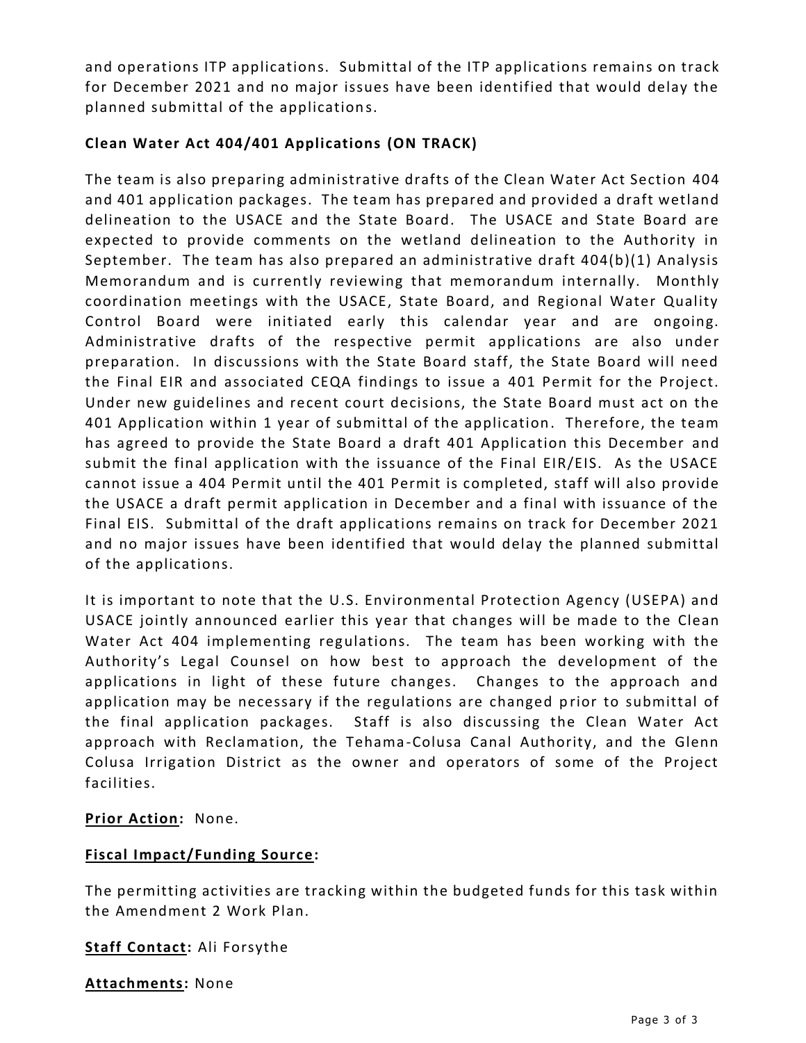and operations ITP applications. Submittal of the ITP applications remains on track for December 2021 and no major issues have been identified that would delay the planned submittal of the applications.

**Clean Water Act 404/401 Applications (ON TRACK)**

The team is also preparing administrative drafts of the Clean Water Act Section 404 and 401 application packages. The team has prepared and provided a draft wetland delineation to the USACE and the State Board. The USACE and State Board are expected to provide comments on the wetland delineation to the Authority in September. The team has also prepared an administrative draft 404(b)(1) Analysis Memorandum and is currently reviewing that memorandum internally. Monthly coordination meetings with the USACE, State Board, and Regional Water Quality Control Board were initiated early this calendar year and are ongoing. Administrative drafts of the respective permit applications are also under preparation. In discussions with the State Board staff, the State Board will need the Final EIR and associated CEQA findings to issue a 401 Permit for the Project. Under new guidelines and recent court decisions, the State Board must act on the 401 Application within 1 year of submittal of the application. Therefore, the team has agreed to provide the State Board a draft 401 Application this December and submit the final application with the issuance of the Final EIR/EIS. As the USACE cannot issue a 404 Permit until the 401 Permit is completed, staff will also provide the USACE a draft permit application in December and a final with issuance of the Final EIS. Submittal of the draft applications remains on track for December 2021 and no major issues have been identified that would delay the planned submittal of the applications.

It is important to note that the U.S. Environmental Protection Agency (USEPA) and USACE jointly announced earlier this year that changes will be made to the Clean Water Act 404 implementing regulations. The team has been working with the Authority's Legal Counsel on how best to approach the development of the applications in light of these future changes. Changes to the approach and application may be necessary if the regulations are changed prior to submittal of the final application packages. Staff is also discussing the Clean Water Act approach with Reclamation, the Tehama-Colusa Canal Authority, and the Glenn Colusa Irrigation District as the owner and operators of some of the Project facilities.

**Prior Action:** None.

**Fiscal Impact/Funding Source:**

The permitting activities are tracking within the budgeted funds for this task within the Amendment 2 Work Plan.

**Staff Contact:** Ali Forsythe

**Attachments:** None